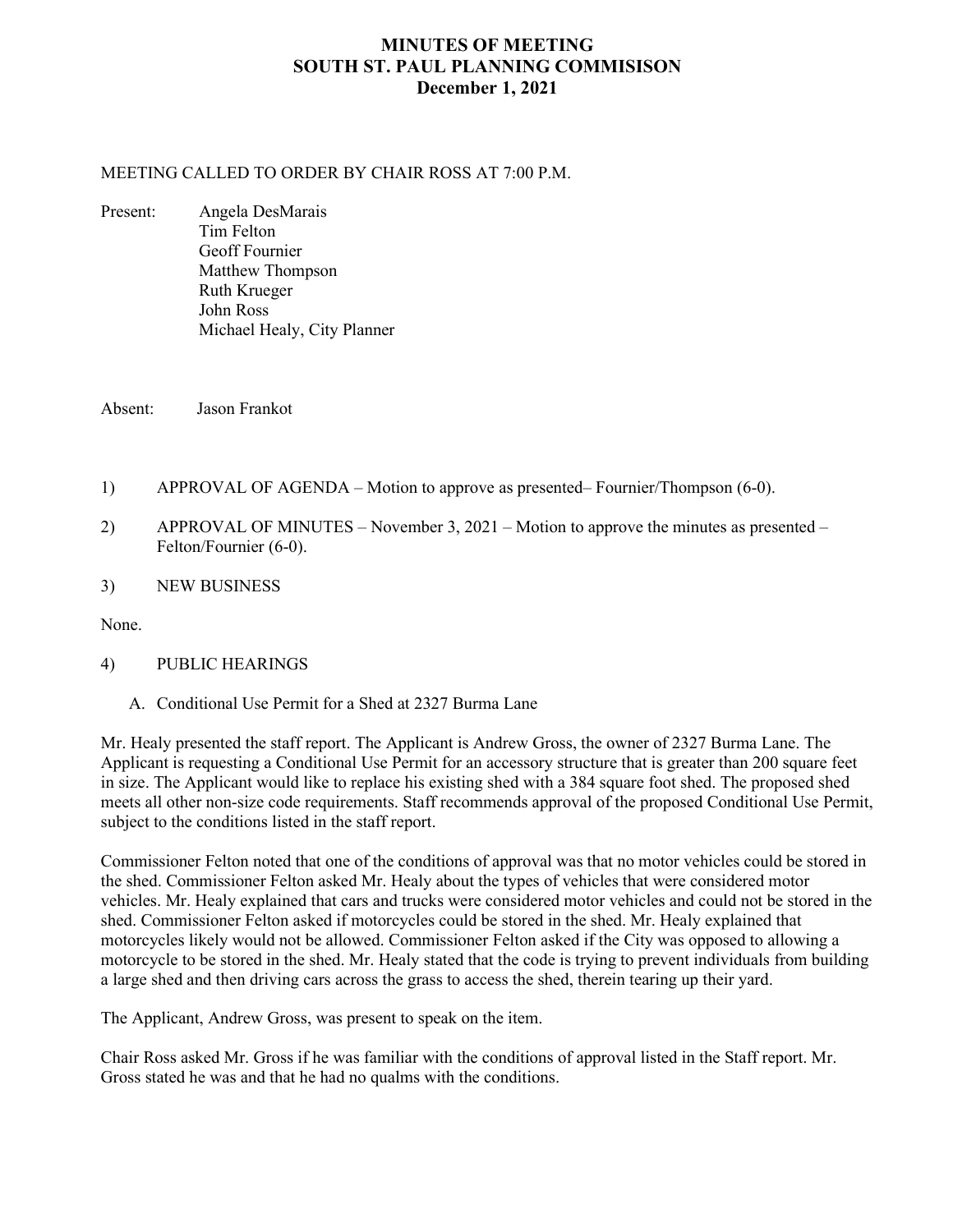# MINUTES OF MEETING
# SOUTH ST. PAUL PLANNING COMMISISON
# December 1, 2021

MEETING CALLED TO ORDER BY CHAIR ROSS AT 7:00 P.M.

Present: Angela DesMarais
Tim Felton
Geoff Fournier
Matthew Thompson
Ruth Krueger
John Ross
Michael Healy, City Planner

Absent: Jason Frankot

1) APPROVAL OF AGENDA – Motion to approve as presented– Fournier/Thompson (6-0).

2) APPROVAL OF MINUTES – November 3, 2021 – Motion to approve the minutes as presented – Felton/Fournier (6-0).

3) NEW BUSINESS

None.

4) PUBLIC HEARINGS

A. Conditional Use Permit for a Shed at 2327 Burma Lane

Mr. Healy presented the staff report. The Applicant is Andrew Gross, the owner of 2327 Burma Lane. The Applicant is requesting a Conditional Use Permit for an accessory structure that is greater than 200 square feet in size. The Applicant would like to replace his existing shed with a 384 square foot shed. The proposed shed meets all other non-size code requirements. Staff recommends approval of the proposed Conditional Use Permit, subject to the conditions listed in the staff report.

Commissioner Felton noted that one of the conditions of approval was that no motor vehicles could be stored in the shed. Commissioner Felton asked Mr. Healy about the types of vehicles that were considered motor vehicles. Mr. Healy explained that cars and trucks were considered motor vehicles and could not be stored in the shed. Commissioner Felton asked if motorcycles could be stored in the shed. Mr. Healy explained that motorcycles likely would not be allowed. Commissioner Felton asked if the City was opposed to allowing a motorcycle to be stored in the shed. Mr. Healy stated that the code is trying to prevent individuals from building a large shed and then driving cars across the grass to access the shed, therein tearing up their yard.

The Applicant, Andrew Gross, was present to speak on the item.

Chair Ross asked Mr. Gross if he was familiar with the conditions of approval listed in the Staff report. Mr. Gross stated he was and that he had no qualms with the conditions.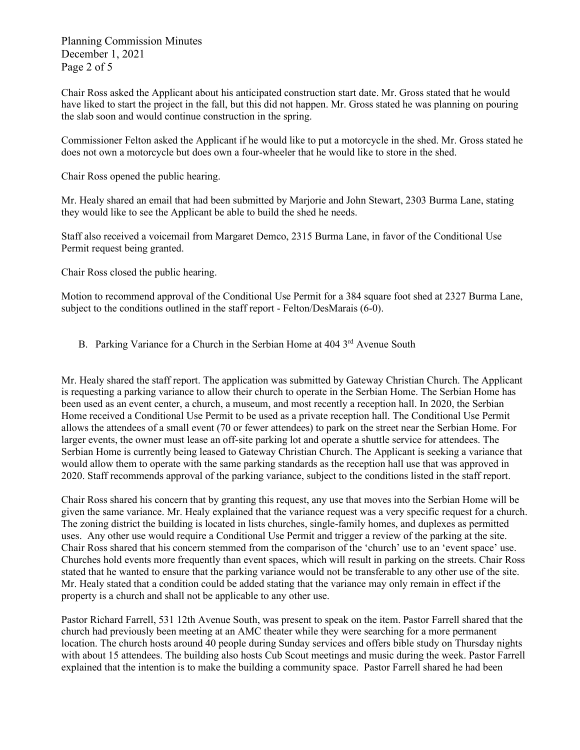Chair Ross asked the Applicant about his anticipated construction start date. Mr. Gross stated that he would have liked to start the project in the fall, but this did not happen. Mr. Gross stated he was planning on pouring the slab soon and would continue construction in the spring.

Commissioner Felton asked the Applicant if he would like to put a motorcycle in the shed. Mr. Gross stated he does not own a motorcycle but does own a four-wheeler that he would like to store in the shed.

Chair Ross opened the public hearing.

Mr. Healy shared an email that had been submitted by Marjorie and John Stewart, 2303 Burma Lane, stating they would like to see the Applicant be able to build the shed he needs.

Staff also received a voicemail from Margaret Demco, 2315 Burma Lane, in favor of the Conditional Use Permit request being granted.

Chair Ross closed the public hearing.

Motion to recommend approval of the Conditional Use Permit for a 384 square foot shed at 2327 Burma Lane, subject to the conditions outlined in the staff report - Felton/DesMarais (6-0).

B. Parking Variance for a Church in the Serbian Home at 404 3rd Avenue South

Mr. Healy shared the staff report. The application was submitted by Gateway Christian Church. The Applicant is requesting a parking variance to allow their church to operate in the Serbian Home. The Serbian Home has been used as an event center, a church, a museum, and most recently a reception hall. In 2020, the Serbian Home received a Conditional Use Permit to be used as a private reception hall. The Conditional Use Permit allows the attendees of a small event (70 or fewer attendees) to park on the street near the Serbian Home. For larger events, the owner must lease an off-site parking lot and operate a shuttle service for attendees. The Serbian Home is currently being leased to Gateway Christian Church. The Applicant is seeking a variance that would allow them to operate with the same parking standards as the reception hall use that was approved in 2020. Staff recommends approval of the parking variance, subject to the conditions listed in the staff report.

Chair Ross shared his concern that by granting this request, any use that moves into the Serbian Home will be given the same variance. Mr. Healy explained that the variance request was a very specific request for a church. The zoning district the building is located in lists churches, single-family homes, and duplexes as permitted uses. Any other use would require a Conditional Use Permit and trigger a review of the parking at the site. Chair Ross shared that his concern stemmed from the comparison of the 'church' use to an 'event space' use. Churches hold events more frequently than event spaces, which will result in parking on the streets. Chair Ross stated that he wanted to ensure that the parking variance would not be transferable to any other use of the site. Mr. Healy stated that a condition could be added stating that the variance may only remain in effect if the property is a church and shall not be applicable to any other use.

Pastor Richard Farrell, 531 12th Avenue South, was present to speak on the item. Pastor Farrell shared that the church had previously been meeting at an AMC theater while they were searching for a more permanent location. The church hosts around 40 people during Sunday services and offers bible study on Thursday nights with about 15 attendees. The building also hosts Cub Scout meetings and music during the week. Pastor Farrell explained that the intention is to make the building a community space. Pastor Farrell shared he had been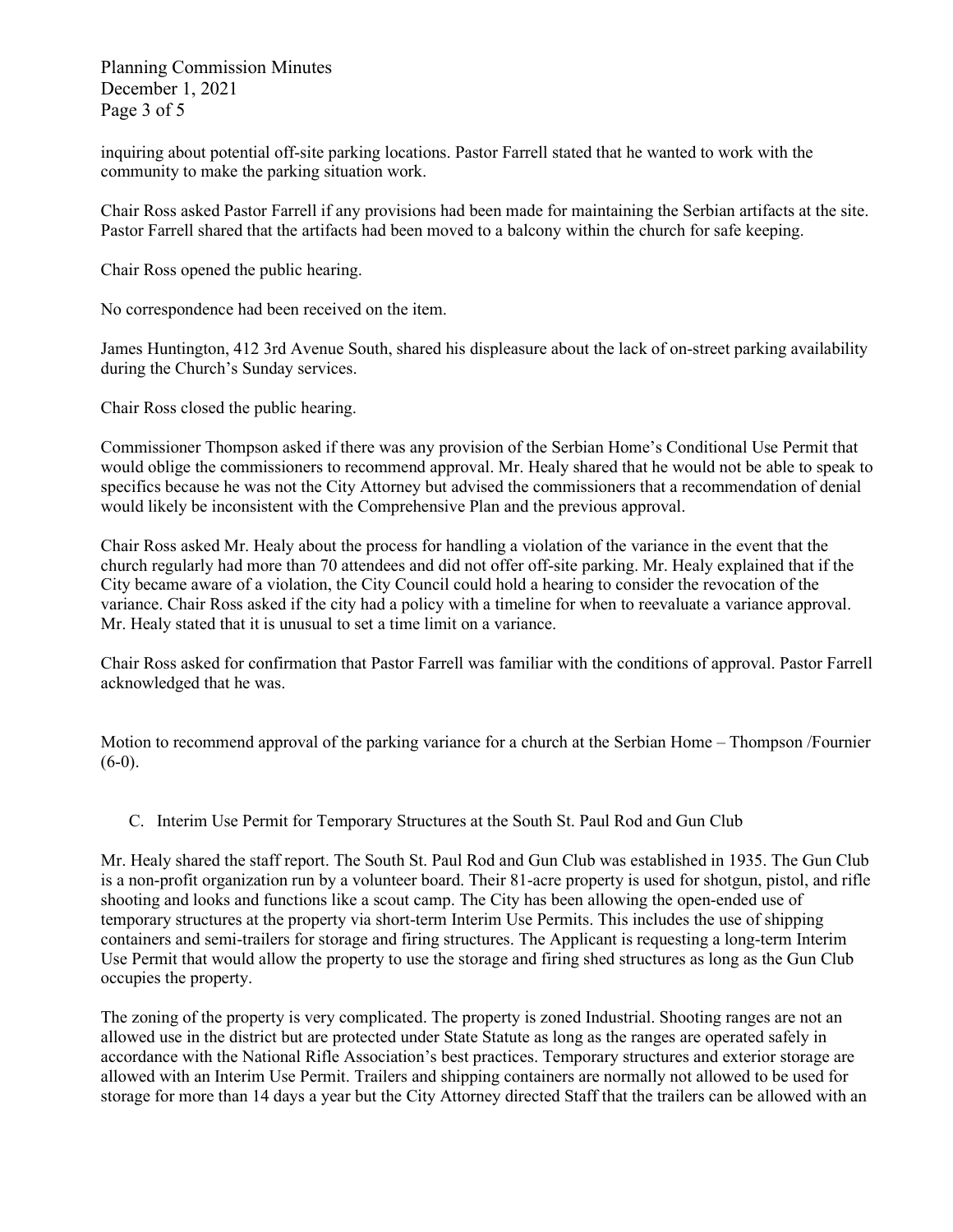inquiring about potential off-site parking locations. Pastor Farrell stated that he wanted to work with the community to make the parking situation work.

Chair Ross asked Pastor Farrell if any provisions had been made for maintaining the Serbian artifacts at the site. Pastor Farrell shared that the artifacts had been moved to a balcony within the church for safe keeping.

Chair Ross opened the public hearing.

No correspondence had been received on the item.

James Huntington, 412 3rd Avenue South, shared his displeasure about the lack of on-street parking availability during the Church's Sunday services.

Chair Ross closed the public hearing.

Commissioner Thompson asked if there was any provision of the Serbian Home's Conditional Use Permit that would oblige the commissioners to recommend approval. Mr. Healy shared that he would not be able to speak to specifics because he was not the City Attorney but advised the commissioners that a recommendation of denial would likely be inconsistent with the Comprehensive Plan and the previous approval.

Chair Ross asked Mr. Healy about the process for handling a violation of the variance in the event that the church regularly had more than 70 attendees and did not offer off-site parking. Mr. Healy explained that if the City became aware of a violation, the City Council could hold a hearing to consider the revocation of the variance. Chair Ross asked if the city had a policy with a timeline for when to reevaluate a variance approval. Mr. Healy stated that it is unusual to set a time limit on a variance.

Chair Ross asked for confirmation that Pastor Farrell was familiar with the conditions of approval. Pastor Farrell acknowledged that he was.

Motion to recommend approval of the parking variance for a church at the Serbian Home – Thompson /Fournier (6-0).

C. Interim Use Permit for Temporary Structures at the South St. Paul Rod and Gun Club

Mr. Healy shared the staff report. The South St. Paul Rod and Gun Club was established in 1935. The Gun Club is a non-profit organization run by a volunteer board. Their 81-acre property is used for shotgun, pistol, and rifle shooting and looks and functions like a scout camp. The City has been allowing the open-ended use of temporary structures at the property via short-term Interim Use Permits. This includes the use of shipping containers and semi-trailers for storage and firing structures. The Applicant is requesting a long-term Interim Use Permit that would allow the property to use the storage and firing shed structures as long as the Gun Club occupies the property.

The zoning of the property is very complicated. The property is zoned Industrial. Shooting ranges are not an allowed use in the district but are protected under State Statute as long as the ranges are operated safely in accordance with the National Rifle Association's best practices. Temporary structures and exterior storage are allowed with an Interim Use Permit. Trailers and shipping containers are normally not allowed to be used for storage for more than 14 days a year but the City Attorney directed Staff that the trailers can be allowed with an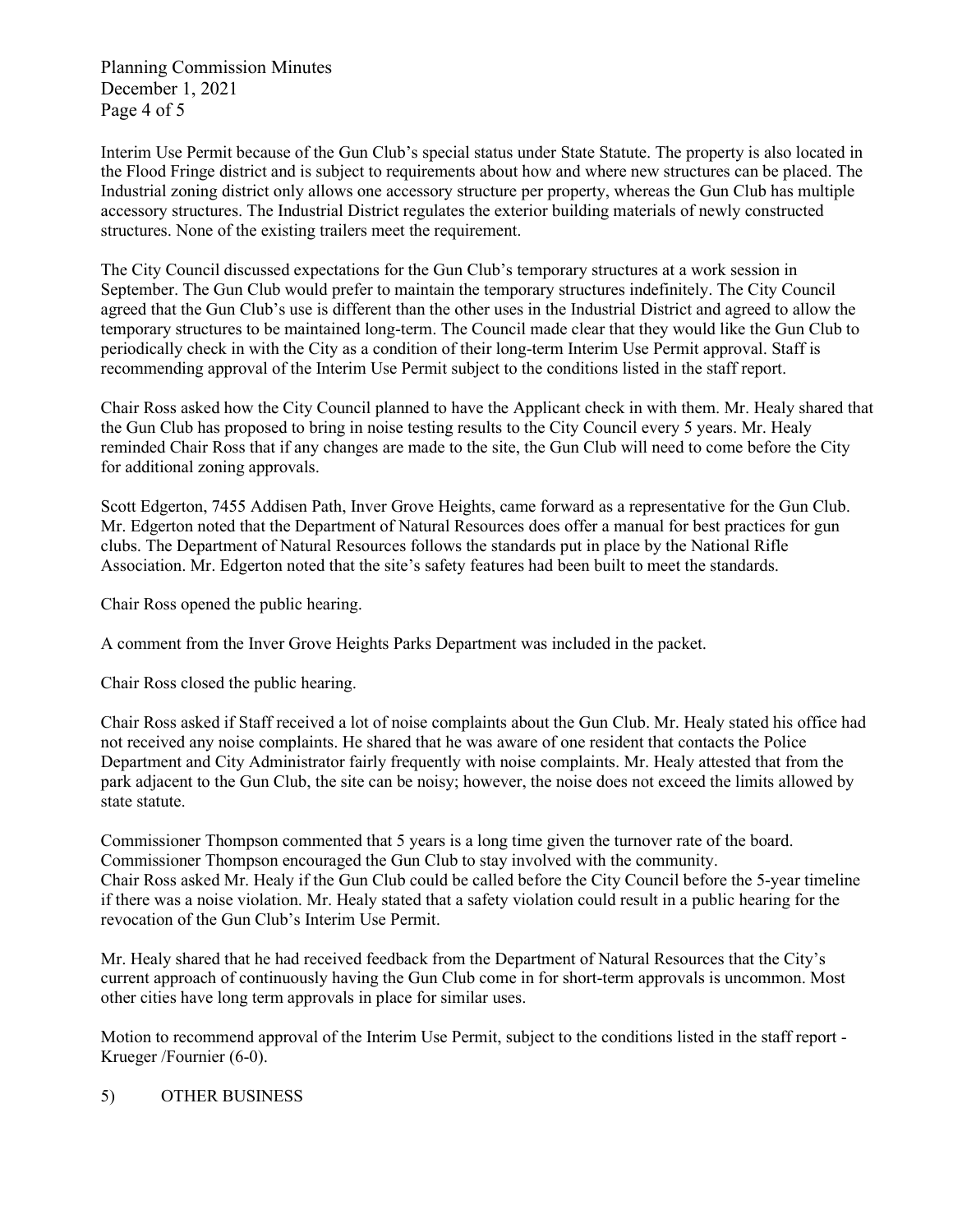Interim Use Permit because of the Gun Club's special status under State Statute. The property is also located in the Flood Fringe district and is subject to requirements about how and where new structures can be placed. The Industrial zoning district only allows one accessory structure per property, whereas the Gun Club has multiple accessory structures. The Industrial District regulates the exterior building materials of newly constructed structures. None of the existing trailers meet the requirement.

The City Council discussed expectations for the Gun Club's temporary structures at a work session in September. The Gun Club would prefer to maintain the temporary structures indefinitely. The City Council agreed that the Gun Club's use is different than the other uses in the Industrial District and agreed to allow the temporary structures to be maintained long-term. The Council made clear that they would like the Gun Club to periodically check in with the City as a condition of their long-term Interim Use Permit approval. Staff is recommending approval of the Interim Use Permit subject to the conditions listed in the staff report.

Chair Ross asked how the City Council planned to have the Applicant check in with them. Mr. Healy shared that the Gun Club has proposed to bring in noise testing results to the City Council every 5 years. Mr. Healy reminded Chair Ross that if any changes are made to the site, the Gun Club will need to come before the City for additional zoning approvals.

Scott Edgerton, 7455 Addisen Path, Inver Grove Heights, came forward as a representative for the Gun Club. Mr. Edgerton noted that the Department of Natural Resources does offer a manual for best practices for gun clubs. The Department of Natural Resources follows the standards put in place by the National Rifle Association. Mr. Edgerton noted that the site's safety features had been built to meet the standards.

Chair Ross opened the public hearing.

A comment from the Inver Grove Heights Parks Department was included in the packet.

Chair Ross closed the public hearing.

Chair Ross asked if Staff received a lot of noise complaints about the Gun Club. Mr. Healy stated his office had not received any noise complaints. He shared that he was aware of one resident that contacts the Police Department and City Administrator fairly frequently with noise complaints. Mr. Healy attested that from the park adjacent to the Gun Club, the site can be noisy; however, the noise does not exceed the limits allowed by state statute.

Commissioner Thompson commented that 5 years is a long time given the turnover rate of the board. Commissioner Thompson encouraged the Gun Club to stay involved with the community.
Chair Ross asked Mr. Healy if the Gun Club could be called before the City Council before the 5-year timeline if there was a noise violation. Mr. Healy stated that a safety violation could result in a public hearing for the revocation of the Gun Club's Interim Use Permit.

Mr. Healy shared that he had received feedback from the Department of Natural Resources that the City's current approach of continuously having the Gun Club come in for short-term approvals is uncommon. Most other cities have long term approvals in place for similar uses.

Motion to recommend approval of the Interim Use Permit, subject to the conditions listed in the staff report - Krueger /Fournier (6-0).

5) OTHER BUSINESS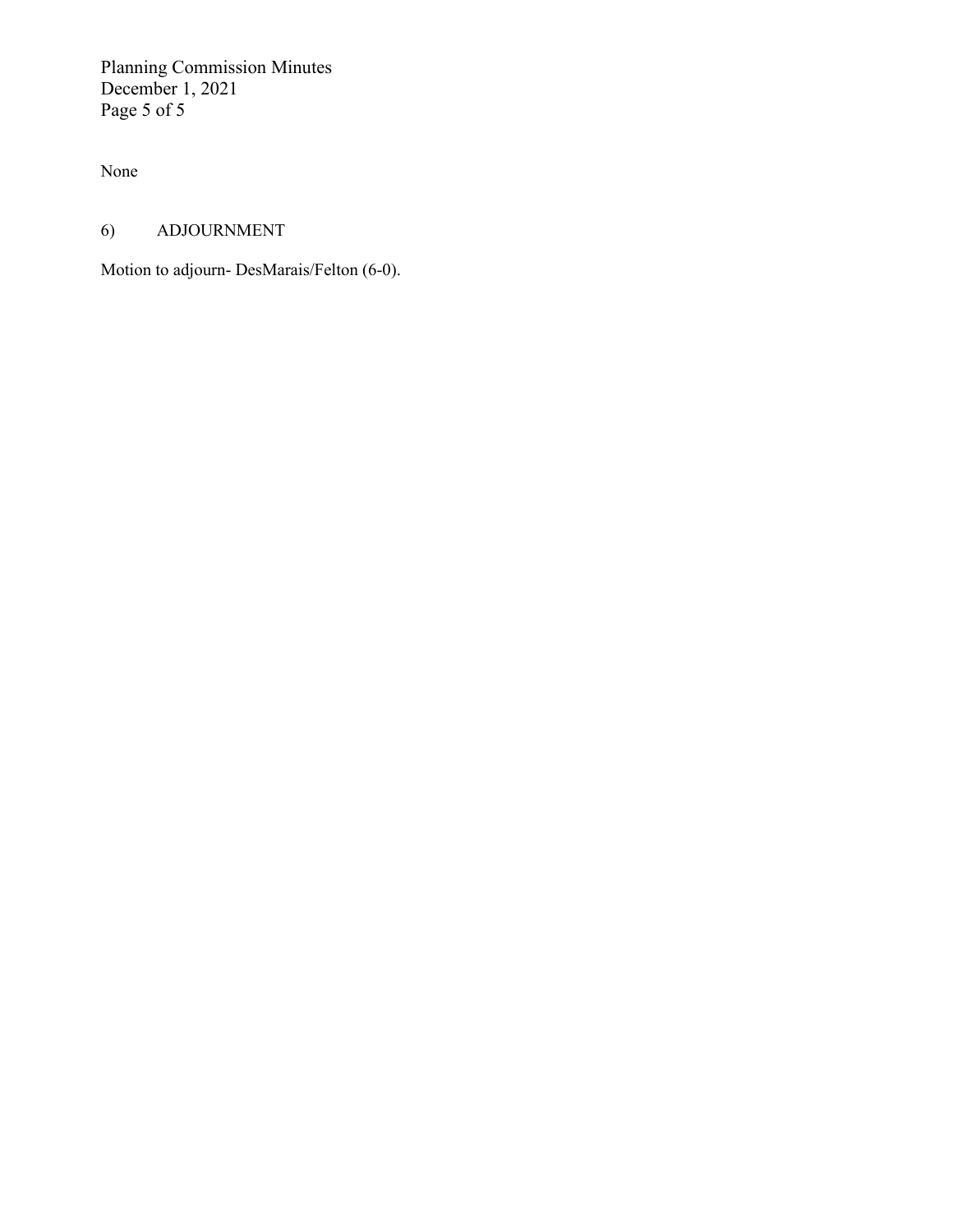None

## 6) ADJOURNMENT

Motion to adjourn- DesMarais/Felton (6-0).